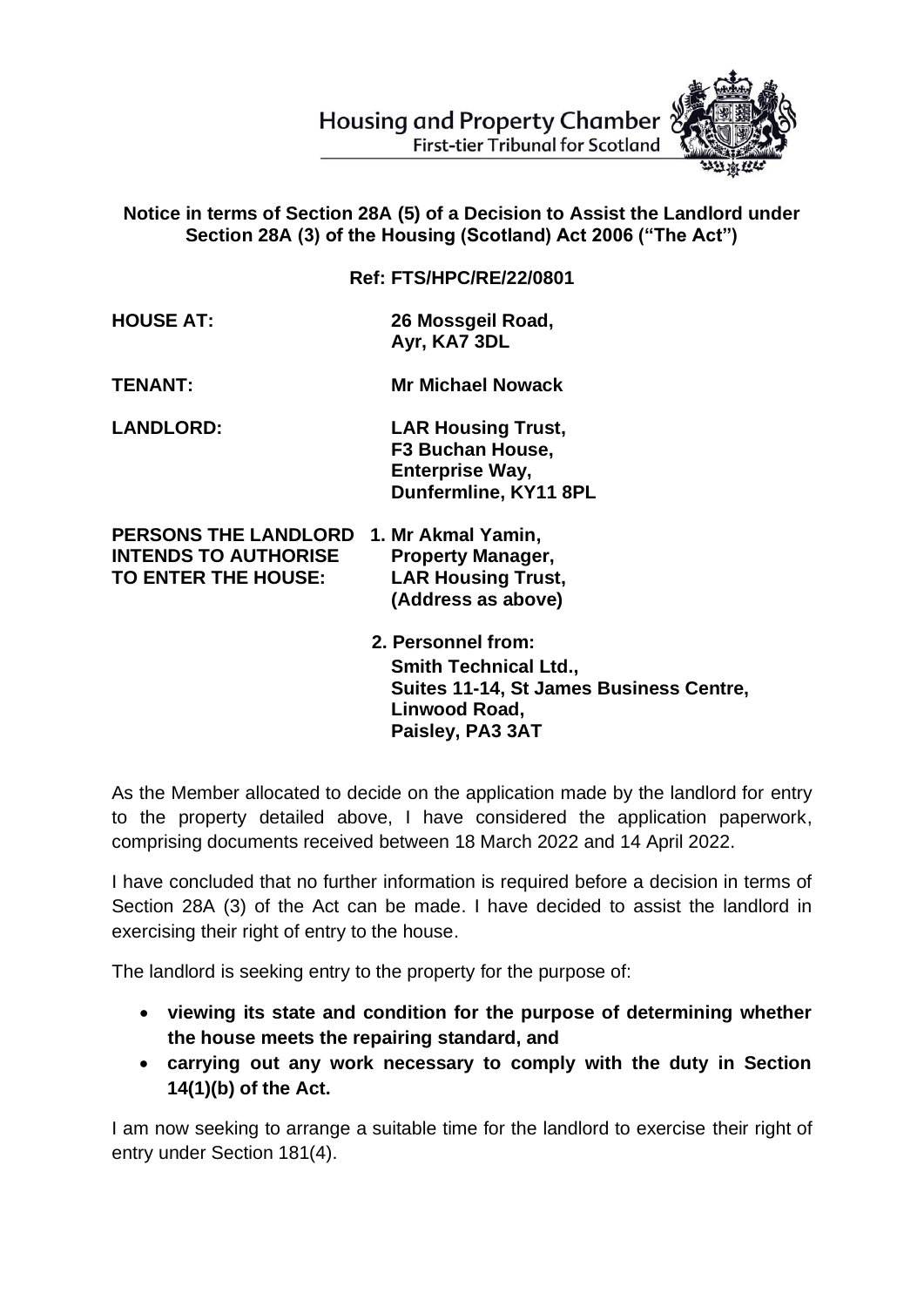Housing and Property Chamber
First-tier Tribunal for Scotland

**Notice in terms of Section 28A (5) of a Decision to Assist the Landlord under Section 28A (3) of the Housing (Scotland) Act 2006 ("The Act")**

**Ref: FTS/HPC/RE/22/0801**

| | |
|---|---|
| **HOUSE AT:** | **26 Mossgeil Road, Ayr, KA7 3DL** |
| **TENANT:** | **Mr Michael Nowack** |
| **LANDLORD:** | **LAR Housing Trust, F3 Buchan House, Enterprise Way, Dunfermline, KY11 8PL** |
| **PERSONS THE LANDLORD INTENDS TO AUTHORISE TO ENTER THE HOUSE:** | **1. Mr Akmal Yamin, Property Manager, LAR Housing Trust, (Address as above)** |
| | **2. Personnel from: Smith Technical Ltd., Suites 11-14, St James Business Centre, Linwood Road, Paisley, PA3 3AT** |

As the Member allocated to decide on the application made by the landlord for entry to the property detailed above, I have considered the application paperwork, comprising documents received between 18 March 2022 and 14 April 2022.

I have concluded that no further information is required before a decision in terms of Section 28A (3) of the Act can be made. I have decided to assist the landlord in exercising their right of entry to the house.

The landlord is seeking entry to the property for the purpose of:

- **viewing its state and condition for the purpose of determining whether the house meets the repairing standard, and**
- **carrying out any work necessary to comply with the duty in Section 14(1)(b) of the Act.**

I am now seeking to arrange a suitable time for the landlord to exercise their right of entry under Section 181(4).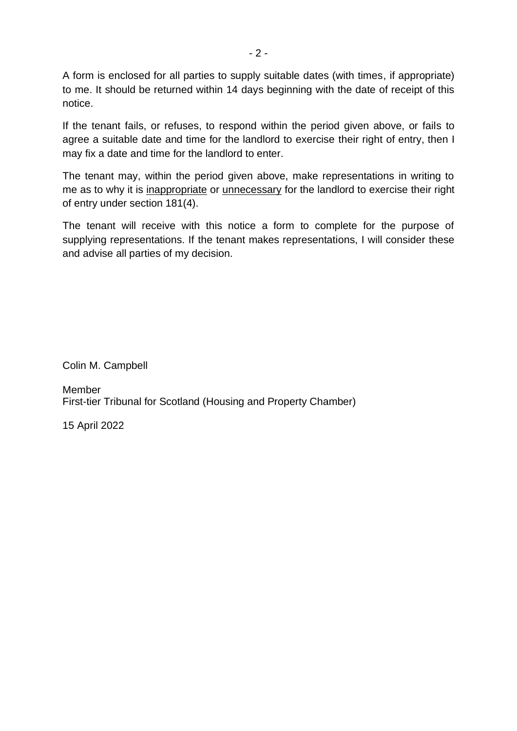A form is enclosed for all parties to supply suitable dates (with times, if appropriate) to me. It should be returned within 14 days beginning with the date of receipt of this notice.

If the tenant fails, or refuses, to respond within the period given above, or fails to agree a suitable date and time for the landlord to exercise their right of entry, then I may fix a date and time for the landlord to enter.

The tenant may, within the period given above, make representations in writing to me as to why it is <u>inappropriate</u> or <u>unnecessary</u> for the landlord to exercise their right of entry under section 181(4).

The tenant will receive with this notice a form to complete for the purpose of supplying representations. If the tenant makes representations, I will consider these and advise all parties of my decision.

Colin M. Campbell

Member
First-tier Tribunal for Scotland (Housing and Property Chamber)

15 April 2022